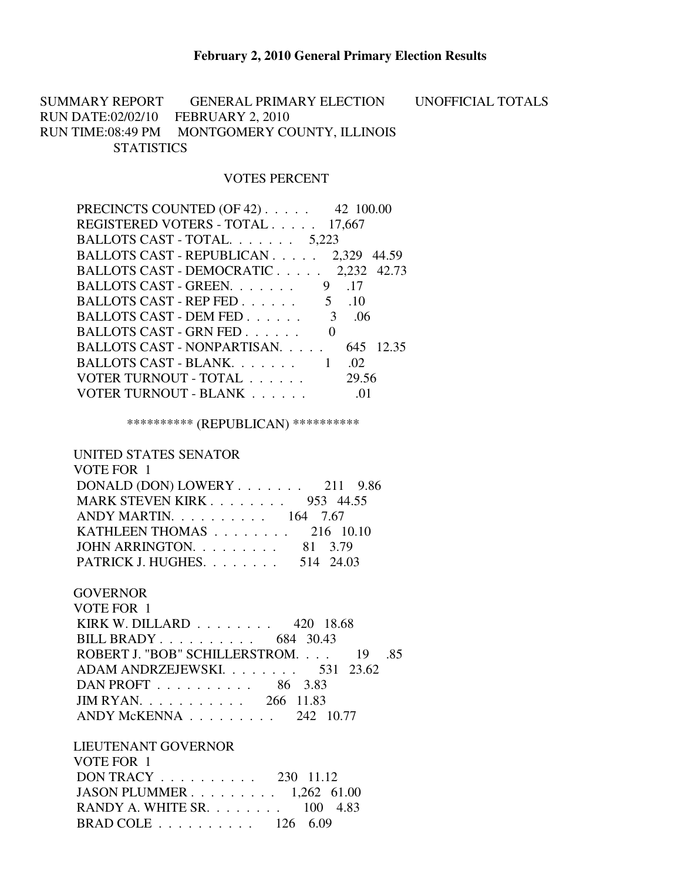# February 2, 2010 General Primary Election Results

SUMMARY REPORT GENERAL PRIMARY ELECTION UNOFFICIAL TOTALS
RUN DATE:02/02/10 FEBRUARY 2, 2010
RUN TIME:08:49 PM MONTGOMERY COUNTY, ILLINOIS
STATISTICS

| | VOTES | PERCENT |
|---|---|---|
| PRECINCTS COUNTED (OF 42) . . . . . | 42 | 100.00 |
| REGISTERED VOTERS - TOTAL . . . . . | 17,667 | |
| BALLOTS CAST - TOTAL. . . . . . . | 5,223 | |
| BALLOTS CAST - REPUBLICAN . . . . . | 2,329 | 44.59 |
| BALLOTS CAST - DEMOCRATIC . . . . . | 2,232 | 42.73 |
| BALLOTS CAST - GREEN. . . . . . . | 9 | .17 |
| BALLOTS CAST - REP FED . . . . . . | 5 | .10 |
| BALLOTS CAST - DEM FED . . . . . . | 3 | .06 |
| BALLOTS CAST - GRN FED . . . . . . | 0 | |
| BALLOTS CAST - NONPARTISAN. . . . . | 645 | 12.35 |
| BALLOTS CAST - BLANK. . . . . . . | 1 | .02 |
| VOTER TURNOUT - TOTAL . . . . . . | | 29.56 |
| VOTER TURNOUT - BLANK . . . . . . | | .01 |

********** (REPUBLICAN) **********

UNITED STATES SENATOR
VOTE FOR 1

| | VOTES | PERCENT |
|---|---|---|
| DONALD (DON) LOWERY . . . . . . . | 211 | 9.86 |
| MARK STEVEN KIRK . . . . . . . . | 953 | 44.55 |
| ANDY MARTIN. . . . . . . . . . | 164 | 7.67 |
| KATHLEEN THOMAS . . . . . . . . | 216 | 10.10 |
| JOHN ARRINGTON. . . . . . . . . | 81 | 3.79 |
| PATRICK J. HUGHES. . . . . . . . | 514 | 24.03 |

GOVERNOR
VOTE FOR 1

| | VOTES | PERCENT |
|---|---|---|
| KIRK W. DILLARD . . . . . . . . | 420 | 18.68 |
| BILL BRADY . . . . . . . . . . | 684 | 30.43 |
| ROBERT J. "BOB" SCHILLERSTROM. . . . | 19 | .85 |
| ADAM ANDRZEJEWSKI. . . . . . . . | 531 | 23.62 |
| DAN PROFT . . . . . . . . . . | 86 | 3.83 |
| JIM RYAN. . . . . . . . . . . | 266 | 11.83 |
| ANDY McKENNA . . . . . . . . . | 242 | 10.77 |

LIEUTENANT GOVERNOR
VOTE FOR 1

| | VOTES | PERCENT |
|---|---|---|
| DON TRACY . . . . . . . . . . | 230 | 11.12 |
| JASON PLUMMER . . . . . . . . . | 1,262 | 61.00 |
| RANDY A. WHITE SR. . . . . . . . | 100 | 4.83 |
| BRAD COLE . . . . . . . . . . | 126 | 6.09 |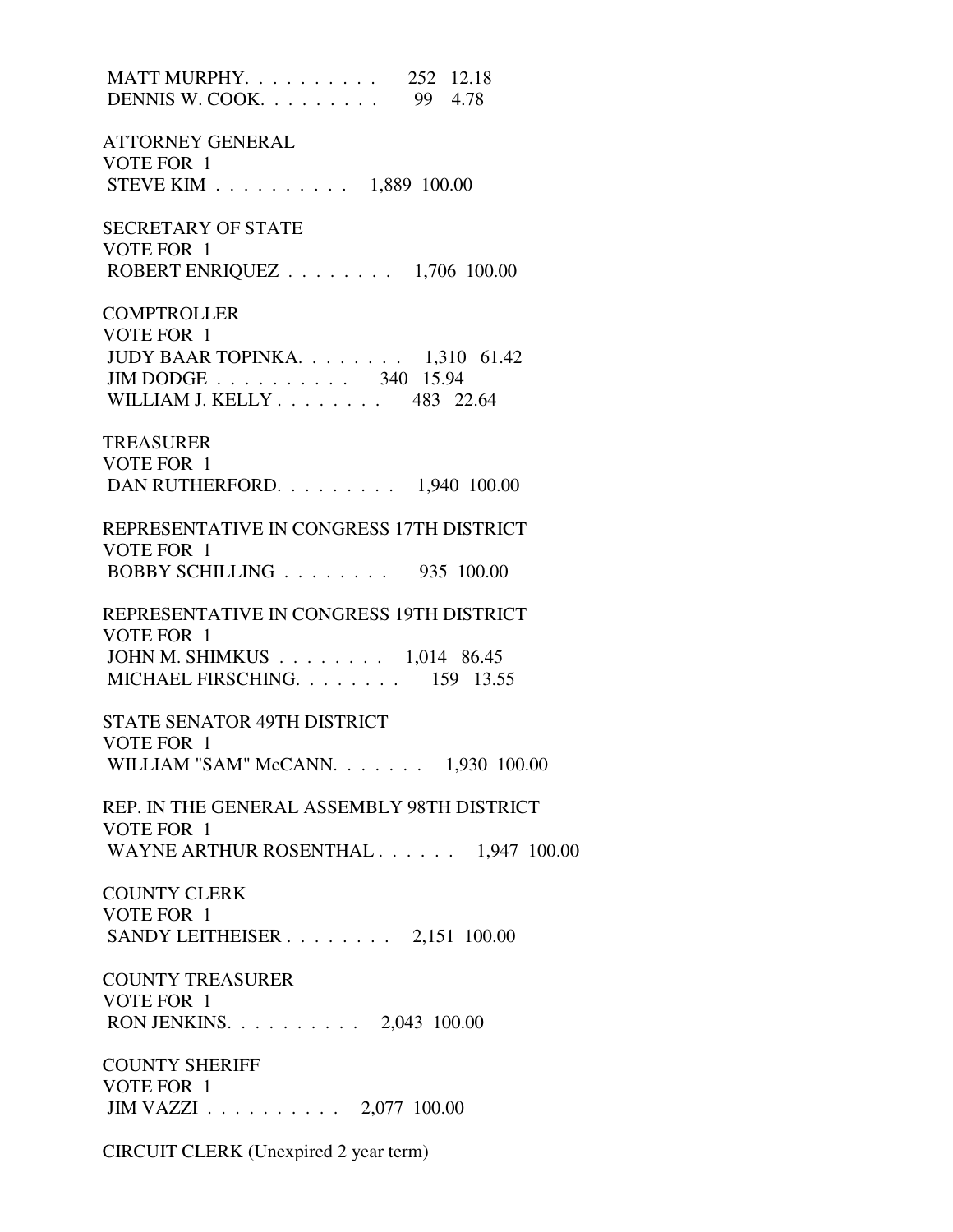MATT MURPHY. . . . . . . . . . 252 12.18
DENNIS W. COOK. . . . . . . . . 99 4.78

ATTORNEY GENERAL
VOTE FOR 1
STEVE KIM . . . . . . . . . . 1,889 100.00

SECRETARY OF STATE
VOTE FOR 1
ROBERT ENRIQUEZ . . . . . . . . 1,706 100.00

COMPTROLLER
VOTE FOR 1
JUDY BAAR TOPINKA. . . . . . . . 1,310 61.42
JIM DODGE . . . . . . . . . . 340 15.94
WILLIAM J. KELLY . . . . . . . . 483 22.64

TREASURER
VOTE FOR 1
DAN RUTHERFORD. . . . . . . . . 1,940 100.00

REPRESENTATIVE IN CONGRESS 17TH DISTRICT
VOTE FOR 1
BOBBY SCHILLING . . . . . . . . 935 100.00

REPRESENTATIVE IN CONGRESS 19TH DISTRICT
VOTE FOR 1
JOHN M. SHIMKUS . . . . . . . . 1,014 86.45
MICHAEL FIRSCHING. . . . . . . . 159 13.55

STATE SENATOR 49TH DISTRICT
VOTE FOR 1
WILLIAM "SAM" McCANN. . . . . . . 1,930 100.00

REP. IN THE GENERAL ASSEMBLY 98TH DISTRICT
VOTE FOR 1
WAYNE ARTHUR ROSENTHAL . . . . . . 1,947 100.00

COUNTY CLERK
VOTE FOR 1
SANDY LEITHEISER . . . . . . . . 2,151 100.00

COUNTY TREASURER
VOTE FOR 1
RON JENKINS. . . . . . . . . . 2,043 100.00

COUNTY SHERIFF
VOTE FOR 1
JIM VAZZI . . . . . . . . . . 2,077 100.00

CIRCUIT CLERK (Unexpired 2 year term)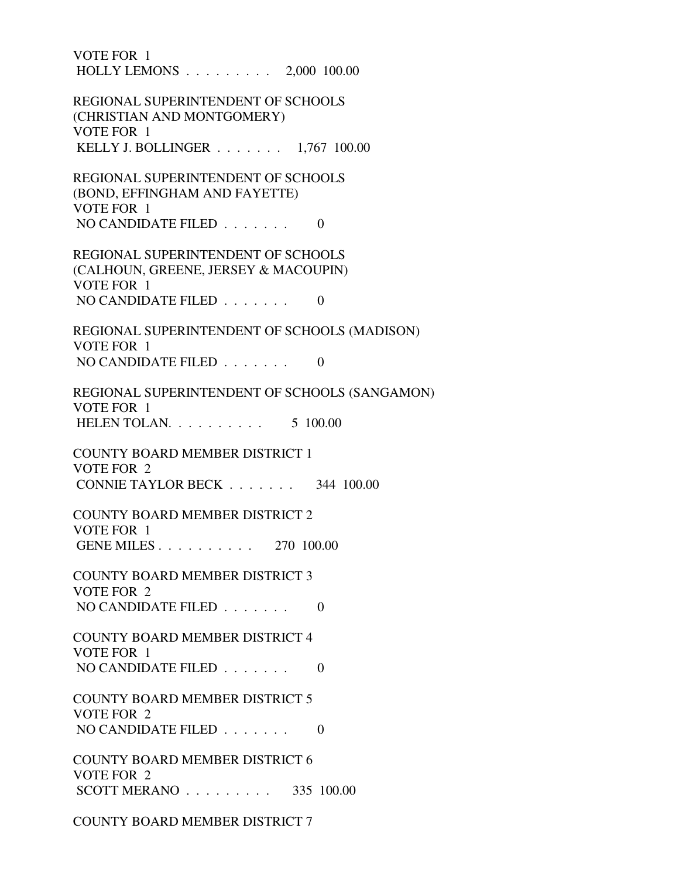VOTE FOR 1
HOLLY LEMONS . . . . . . . . . 2,000 100.00

REGIONAL SUPERINTENDENT OF SCHOOLS
(CHRISTIAN AND MONTGOMERY)
VOTE FOR 1
KELLY J. BOLLINGER . . . . . . . 1,767 100.00

REGIONAL SUPERINTENDENT OF SCHOOLS
(BOND, EFFINGHAM AND FAYETTE)
VOTE FOR 1
NO CANDIDATE FILED . . . . . . . 0

REGIONAL SUPERINTENDENT OF SCHOOLS
(CALHOUN, GREENE, JERSEY & MACOUPIN)
VOTE FOR 1
NO CANDIDATE FILED . . . . . . . 0

REGIONAL SUPERINTENDENT OF SCHOOLS (MADISON)
VOTE FOR 1
NO CANDIDATE FILED . . . . . . . 0

REGIONAL SUPERINTENDENT OF SCHOOLS (SANGAMON)
VOTE FOR 1
HELEN TOLAN. . . . . . . . . . 5 100.00

COUNTY BOARD MEMBER DISTRICT 1
VOTE FOR 2
CONNIE TAYLOR BECK . . . . . . . 344 100.00

COUNTY BOARD MEMBER DISTRICT 2
VOTE FOR 1
GENE MILES . . . . . . . . . . 270 100.00

COUNTY BOARD MEMBER DISTRICT 3
VOTE FOR 2
NO CANDIDATE FILED . . . . . . . 0

COUNTY BOARD MEMBER DISTRICT 4
VOTE FOR 1
NO CANDIDATE FILED . . . . . . . 0

COUNTY BOARD MEMBER DISTRICT 5
VOTE FOR 2
NO CANDIDATE FILED . . . . . . . 0

COUNTY BOARD MEMBER DISTRICT 6
VOTE FOR 2
SCOTT MERANO . . . . . . . . . 335 100.00

COUNTY BOARD MEMBER DISTRICT 7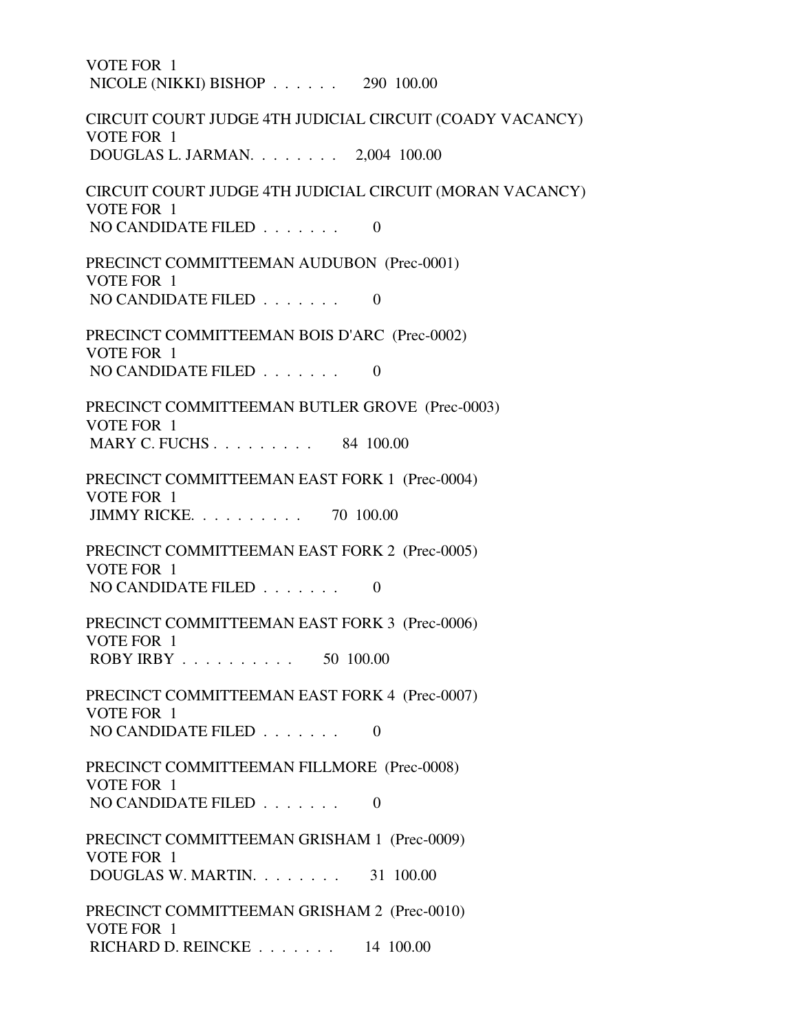VOTE FOR 1
NICOLE (NIKKI) BISHOP . . . . . . 290 100.00

CIRCUIT COURT JUDGE 4TH JUDICIAL CIRCUIT (COADY VACANCY)
VOTE FOR 1
DOUGLAS L. JARMAN. . . . . . . . 2,004 100.00

CIRCUIT COURT JUDGE 4TH JUDICIAL CIRCUIT (MORAN VACANCY)
VOTE FOR 1
NO CANDIDATE FILED . . . . . . . 0

PRECINCT COMMITTEEMAN AUDUBON (Prec-0001)
VOTE FOR 1
NO CANDIDATE FILED . . . . . . . 0

PRECINCT COMMITTEEMAN BOIS D'ARC (Prec-0002)
VOTE FOR 1
NO CANDIDATE FILED . . . . . . . 0

PRECINCT COMMITTEEMAN BUTLER GROVE (Prec-0003)
VOTE FOR 1
MARY C. FUCHS . . . . . . . . . 84 100.00

PRECINCT COMMITTEEMAN EAST FORK 1 (Prec-0004)
VOTE FOR 1
JIMMY RICKE. . . . . . . . . . 70 100.00

PRECINCT COMMITTEEMAN EAST FORK 2 (Prec-0005)
VOTE FOR 1
NO CANDIDATE FILED . . . . . . . 0

PRECINCT COMMITTEEMAN EAST FORK 3 (Prec-0006)
VOTE FOR 1
ROBY IRBY . . . . . . . . . . 50 100.00

PRECINCT COMMITTEEMAN EAST FORK 4 (Prec-0007)
VOTE FOR 1
NO CANDIDATE FILED . . . . . . . 0

PRECINCT COMMITTEEMAN FILLMORE (Prec-0008)
VOTE FOR 1
NO CANDIDATE FILED . . . . . . . 0

PRECINCT COMMITTEEMAN GRISHAM 1 (Prec-0009)
VOTE FOR 1
DOUGLAS W. MARTIN. . . . . . . . 31 100.00

PRECINCT COMMITTEEMAN GRISHAM 2 (Prec-0010)
VOTE FOR 1
RICHARD D. REINCKE . . . . . . . 14 100.00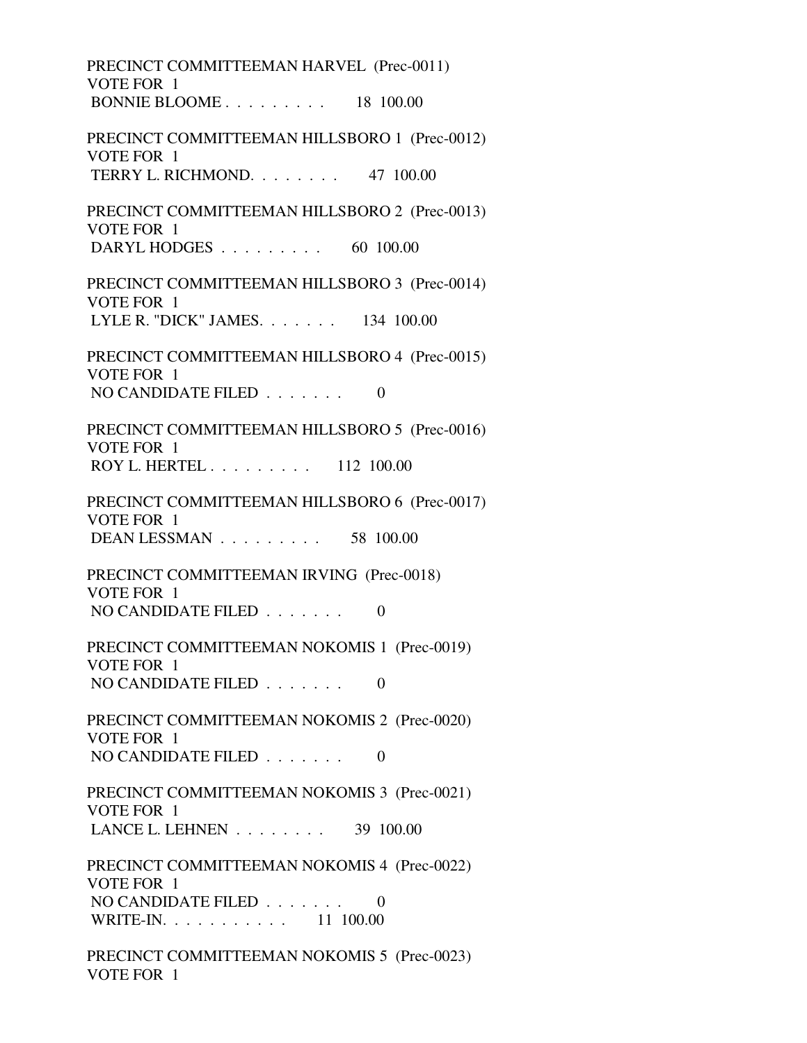PRECINCT COMMITTEEMAN HARVEL (Prec-0011)
VOTE FOR 1
BONNIE BLOOME . . . . . . . . . 18 100.00

PRECINCT COMMITTEEMAN HILLSBORO 1 (Prec-0012)
VOTE FOR 1
TERRY L. RICHMOND. . . . . . . . 47 100.00

PRECINCT COMMITTEEMAN HILLSBORO 2 (Prec-0013)
VOTE FOR 1
DARYL HODGES . . . . . . . . . 60 100.00

PRECINCT COMMITTEEMAN HILLSBORO 3 (Prec-0014)
VOTE FOR 1
LYLE R. "DICK" JAMES. . . . . . . 134 100.00

PRECINCT COMMITTEEMAN HILLSBORO 4 (Prec-0015)
VOTE FOR 1
NO CANDIDATE FILED . . . . . . . 0

PRECINCT COMMITTEEMAN HILLSBORO 5 (Prec-0016)
VOTE FOR 1
ROY L. HERTEL . . . . . . . . . 112 100.00

PRECINCT COMMITTEEMAN HILLSBORO 6 (Prec-0017)
VOTE FOR 1
DEAN LESSMAN . . . . . . . . . 58 100.00

PRECINCT COMMITTEEMAN IRVING (Prec-0018)
VOTE FOR 1
NO CANDIDATE FILED . . . . . . . 0

PRECINCT COMMITTEEMAN NOKOMIS 1 (Prec-0019)
VOTE FOR 1
NO CANDIDATE FILED . . . . . . . 0

PRECINCT COMMITTEEMAN NOKOMIS 2 (Prec-0020)
VOTE FOR 1
NO CANDIDATE FILED . . . . . . . 0

PRECINCT COMMITTEEMAN NOKOMIS 3 (Prec-0021)
VOTE FOR 1
LANCE L. LEHNEN . . . . . . . . 39 100.00

PRECINCT COMMITTEEMAN NOKOMIS 4 (Prec-0022)
VOTE FOR 1
NO CANDIDATE FILED . . . . . . . 0
WRITE-IN. . . . . . . . . . . 11 100.00

PRECINCT COMMITTEEMAN NOKOMIS 5 (Prec-0023)
VOTE FOR 1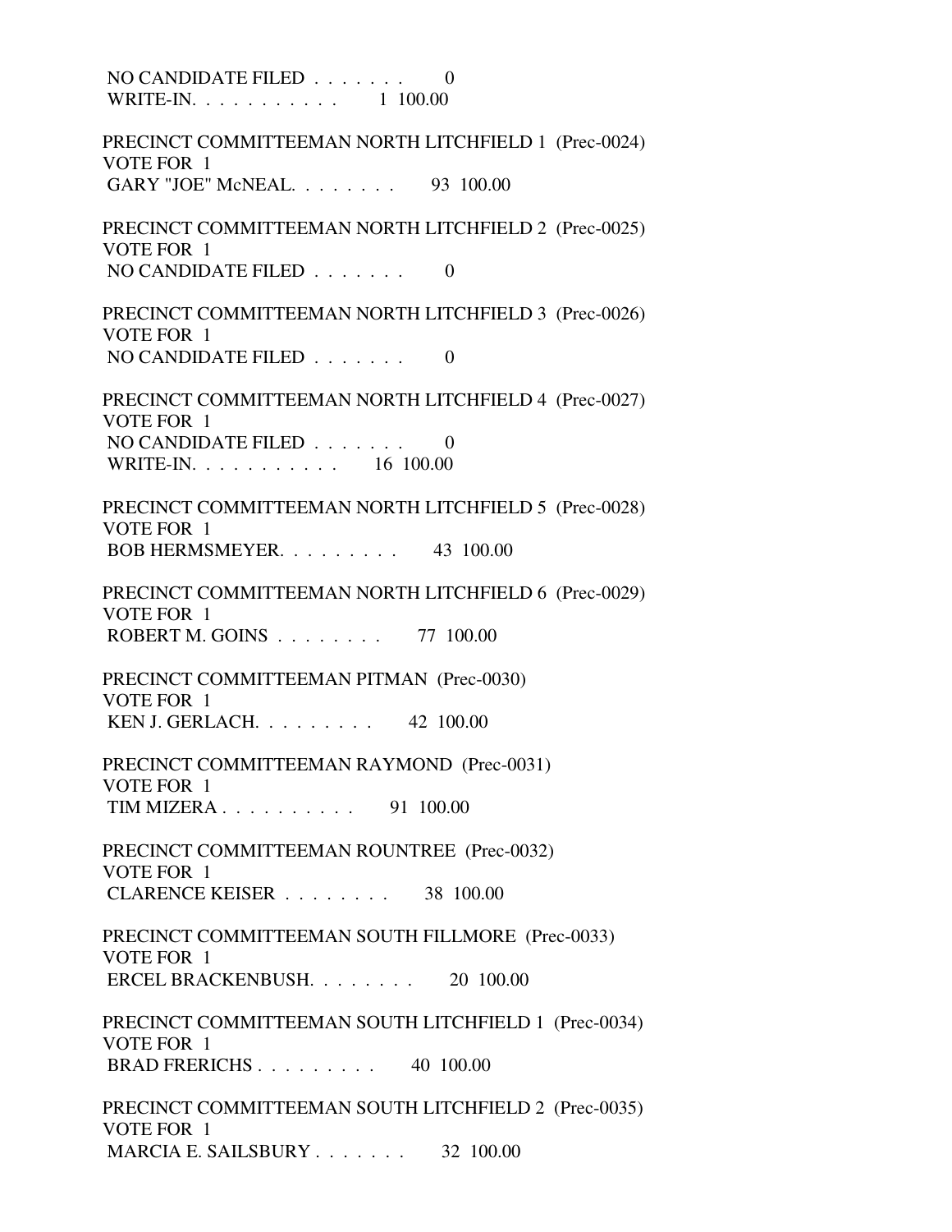NO CANDIDATE FILED . . . . . . . 0
WRITE-IN. . . . . . . . . . . 1 100.00

PRECINCT COMMITTEEMAN NORTH LITCHFIELD 1 (Prec-0024)
VOTE FOR 1
GARY "JOE" McNEAL. . . . . . . . 93 100.00

PRECINCT COMMITTEEMAN NORTH LITCHFIELD 2 (Prec-0025)
VOTE FOR 1
NO CANDIDATE FILED . . . . . . . 0

PRECINCT COMMITTEEMAN NORTH LITCHFIELD 3 (Prec-0026)
VOTE FOR 1
NO CANDIDATE FILED . . . . . . . 0

PRECINCT COMMITTEEMAN NORTH LITCHFIELD 4 (Prec-0027)
VOTE FOR 1
NO CANDIDATE FILED . . . . . . . 0
WRITE-IN. . . . . . . . . . . 16 100.00

PRECINCT COMMITTEEMAN NORTH LITCHFIELD 5 (Prec-0028)
VOTE FOR 1
BOB HERMSMEYER. . . . . . . . . 43 100.00

PRECINCT COMMITTEEMAN NORTH LITCHFIELD 6 (Prec-0029)
VOTE FOR 1
ROBERT M. GOINS . . . . . . . . 77 100.00

PRECINCT COMMITTEEMAN PITMAN (Prec-0030)
VOTE FOR 1
KEN J. GERLACH. . . . . . . . . 42 100.00

PRECINCT COMMITTEEMAN RAYMOND (Prec-0031)
VOTE FOR 1
TIM MIZERA . . . . . . . . . . 91 100.00

PRECINCT COMMITTEEMAN ROUNTREE (Prec-0032)
VOTE FOR 1
CLARENCE KEISER . . . . . . . . 38 100.00

PRECINCT COMMITTEEMAN SOUTH FILLMORE (Prec-0033)
VOTE FOR 1
ERCEL BRACKENBUSH. . . . . . . . 20 100.00

PRECINCT COMMITTEEMAN SOUTH LITCHFIELD 1 (Prec-0034)
VOTE FOR 1
BRAD FRERICHS . . . . . . . . . 40 100.00

PRECINCT COMMITTEEMAN SOUTH LITCHFIELD 2 (Prec-0035)
VOTE FOR 1
MARCIA E. SAILSBURY . . . . . . . 32 100.00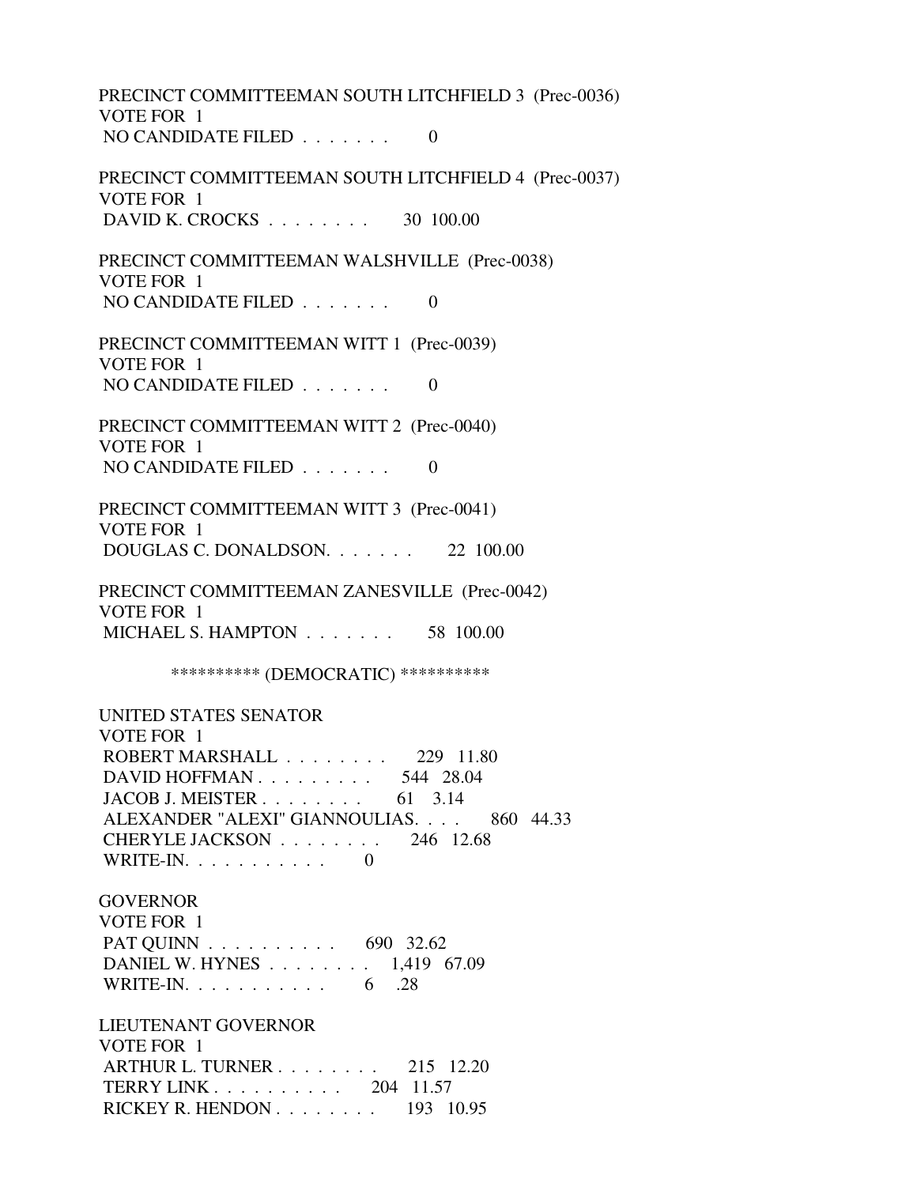PRECINCT COMMITTEEMAN SOUTH LITCHFIELD 3 (Prec-0036)
VOTE FOR 1
NO CANDIDATE FILED . . . . . . . 0

PRECINCT COMMITTEEMAN SOUTH LITCHFIELD 4 (Prec-0037)
VOTE FOR 1
DAVID K. CROCKS . . . . . . . . 30 100.00

PRECINCT COMMITTEEMAN WALSHVILLE (Prec-0038)
VOTE FOR 1
NO CANDIDATE FILED . . . . . . . 0

PRECINCT COMMITTEEMAN WITT 1 (Prec-0039)
VOTE FOR 1
NO CANDIDATE FILED . . . . . . . 0

PRECINCT COMMITTEEMAN WITT 2 (Prec-0040)
VOTE FOR 1
NO CANDIDATE FILED . . . . . . . 0

PRECINCT COMMITTEEMAN WITT 3 (Prec-0041)
VOTE FOR 1
DOUGLAS C. DONALDSON. . . . . . . 22 100.00

PRECINCT COMMITTEEMAN ZANESVILLE (Prec-0042)
VOTE FOR 1
MICHAEL S. HAMPTON . . . . . . . 58 100.00

********** (DEMOCRATIC) **********

UNITED STATES SENATOR
VOTE FOR 1
ROBERT MARSHALL . . . . . . . . 229 11.80
DAVID HOFFMAN . . . . . . . . . 544 28.04
JACOB J. MEISTER . . . . . . . . 61 3.14
ALEXANDER "ALEXI" GIANNOULIAS. . . . 860 44.33
CHERYLE JACKSON . . . . . . . . 246 12.68
WRITE-IN. . . . . . . . . . . 0

GOVERNOR
VOTE FOR 1
PAT QUINN . . . . . . . . . . 690 32.62
DANIEL W. HYNES . . . . . . . . 1,419 67.09
WRITE-IN. . . . . . . . . . . 6 .28

LIEUTENANT GOVERNOR
VOTE FOR 1
ARTHUR L. TURNER . . . . . . . . 215 12.20
TERRY LINK . . . . . . . . . . 204 11.57
RICKEY R. HENDON . . . . . . . . 193 10.95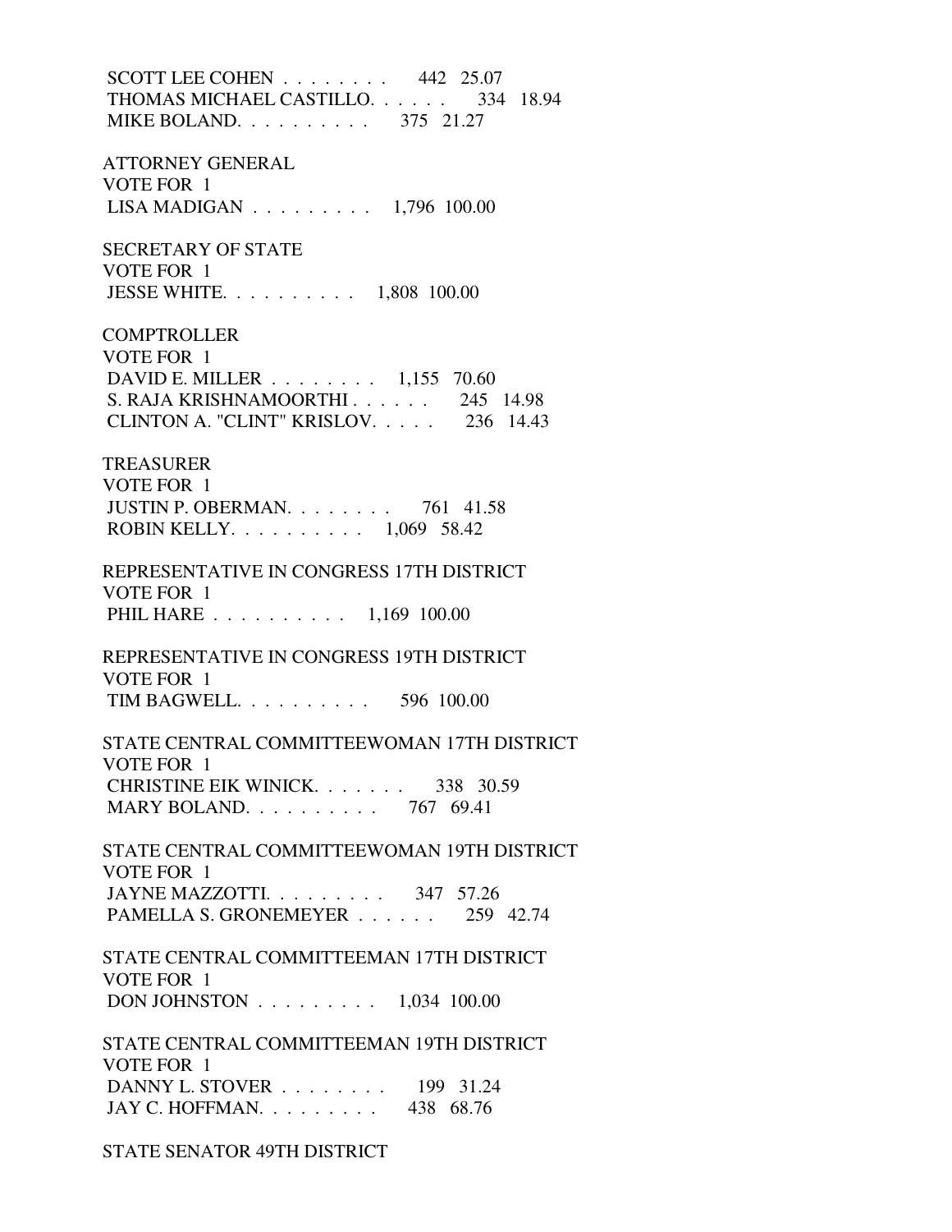SCOTT LEE COHEN . . . . . . . . 442 25.07
THOMAS MICHAEL CASTILLO. . . . . . 334 18.94
MIKE BOLAND. . . . . . . . . . 375 21.27

ATTORNEY GENERAL
VOTE FOR 1
LISA MADIGAN . . . . . . . . . 1,796 100.00

SECRETARY OF STATE
VOTE FOR 1
JESSE WHITE. . . . . . . . . . 1,808 100.00

COMPTROLLER
VOTE FOR 1
DAVID E. MILLER . . . . . . . . 1,155 70.60
S. RAJA KRISHNAMOORTHI . . . . . . 245 14.98
CLINTON A. "CLINT" KRISLOV. . . . . 236 14.43

TREASURER
VOTE FOR 1
JUSTIN P. OBERMAN. . . . . . . . 761 41.58
ROBIN KELLY. . . . . . . . . . 1,069 58.42

REPRESENTATIVE IN CONGRESS 17TH DISTRICT
VOTE FOR 1
PHIL HARE . . . . . . . . . . 1,169 100.00

REPRESENTATIVE IN CONGRESS 19TH DISTRICT
VOTE FOR 1
TIM BAGWELL. . . . . . . . . . 596 100.00

STATE CENTRAL COMMITTEEWOMAN 17TH DISTRICT
VOTE FOR 1
CHRISTINE EIK WINICK. . . . . . . 338 30.59
MARY BOLAND. . . . . . . . . . 767 69.41

STATE CENTRAL COMMITTEEWOMAN 19TH DISTRICT
VOTE FOR 1
JAYNE MAZZOTTI. . . . . . . . . 347 57.26
PAMELLA S. GRONEMEYER . . . . . . 259 42.74

STATE CENTRAL COMMITTEEMAN 17TH DISTRICT
VOTE FOR 1
DON JOHNSTON . . . . . . . . . 1,034 100.00

STATE CENTRAL COMMITTEEMAN 19TH DISTRICT
VOTE FOR 1
DANNY L. STOVER . . . . . . . . 199 31.24
JAY C. HOFFMAN. . . . . . . . . 438 68.76

STATE SENATOR 49TH DISTRICT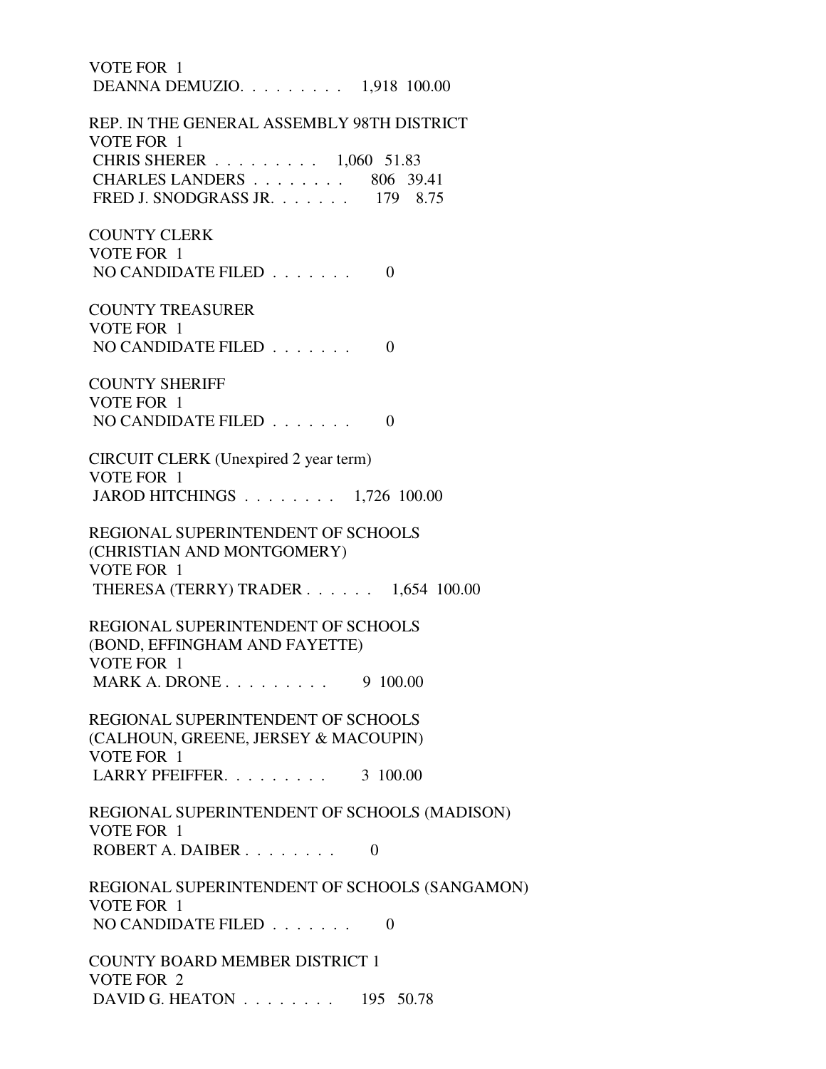VOTE FOR 1
DEANNA DEMUZIO. . . . . . . . . 1,918 100.00

REP. IN THE GENERAL ASSEMBLY 98TH DISTRICT
VOTE FOR 1
CHRIS SHERER . . . . . . . . . 1,060 51.83
CHARLES LANDERS . . . . . . . . 806 39.41
FRED J. SNODGRASS JR. . . . . . . 179 8.75

COUNTY CLERK
VOTE FOR 1
NO CANDIDATE FILED . . . . . . . 0

COUNTY TREASURER
VOTE FOR 1
NO CANDIDATE FILED . . . . . . . 0

COUNTY SHERIFF
VOTE FOR 1
NO CANDIDATE FILED . . . . . . . 0

CIRCUIT CLERK (Unexpired 2 year term)
VOTE FOR 1
JAROD HITCHINGS . . . . . . . . 1,726 100.00

REGIONAL SUPERINTENDENT OF SCHOOLS
(CHRISTIAN AND MONTGOMERY)
VOTE FOR 1
THERESA (TERRY) TRADER . . . . . . 1,654 100.00

REGIONAL SUPERINTENDENT OF SCHOOLS
(BOND, EFFINGHAM AND FAYETTE)
VOTE FOR 1
MARK A. DRONE . . . . . . . . . 9 100.00

REGIONAL SUPERINTENDENT OF SCHOOLS
(CALHOUN, GREENE, JERSEY & MACOUPIN)
VOTE FOR 1
LARRY PFEIFFER. . . . . . . . . 3 100.00

REGIONAL SUPERINTENDENT OF SCHOOLS (MADISON)
VOTE FOR 1
ROBERT A. DAIBER . . . . . . . . 0

REGIONAL SUPERINTENDENT OF SCHOOLS (SANGAMON)
VOTE FOR 1
NO CANDIDATE FILED . . . . . . . 0

COUNTY BOARD MEMBER DISTRICT 1
VOTE FOR 2
DAVID G. HEATON . . . . . . . . 195 50.78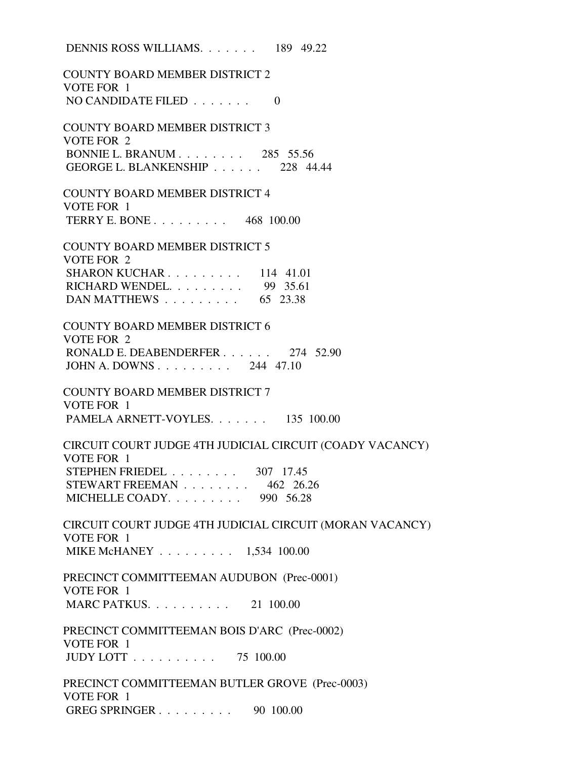DENNIS ROSS WILLIAMS. . . . . . . 189 49.22

COUNTY BOARD MEMBER DISTRICT 2
VOTE FOR 1
NO CANDIDATE FILED . . . . . . . 0

COUNTY BOARD MEMBER DISTRICT 3
VOTE FOR 2
BONNIE L. BRANUM . . . . . . . . 285 55.56
GEORGE L. BLANKENSHIP . . . . . . 228 44.44

COUNTY BOARD MEMBER DISTRICT 4
VOTE FOR 1
TERRY E. BONE . . . . . . . . . 468 100.00

COUNTY BOARD MEMBER DISTRICT 5
VOTE FOR 2
SHARON KUCHAR . . . . . . . . . 114 41.01
RICHARD WENDEL. . . . . . . . . 99 35.61
DAN MATTHEWS . . . . . . . . . 65 23.38

COUNTY BOARD MEMBER DISTRICT 6
VOTE FOR 2
RONALD E. DEABENDERFER . . . . . . 274 52.90
JOHN A. DOWNS . . . . . . . . . 244 47.10

COUNTY BOARD MEMBER DISTRICT 7
VOTE FOR 1
PAMELA ARNETT-VOYLES. . . . . . . 135 100.00

CIRCUIT COURT JUDGE 4TH JUDICIAL CIRCUIT (COADY VACANCY)
VOTE FOR 1
STEPHEN FRIEDEL . . . . . . . . 307 17.45
STEWART FREEMAN . . . . . . . . 462 26.26
MICHELLE COADY. . . . . . . . . 990 56.28

CIRCUIT COURT JUDGE 4TH JUDICIAL CIRCUIT (MORAN VACANCY)
VOTE FOR 1
MIKE McHANEY . . . . . . . . . 1,534 100.00

PRECINCT COMMITTEEMAN AUDUBON (Prec-0001)
VOTE FOR 1
MARC PATKUS. . . . . . . . . . 21 100.00

PRECINCT COMMITTEEMAN BOIS D'ARC (Prec-0002)
VOTE FOR 1
JUDY LOTT . . . . . . . . . . 75 100.00

PRECINCT COMMITTEEMAN BUTLER GROVE (Prec-0003)
VOTE FOR 1
GREG SPRINGER . . . . . . . . . 90 100.00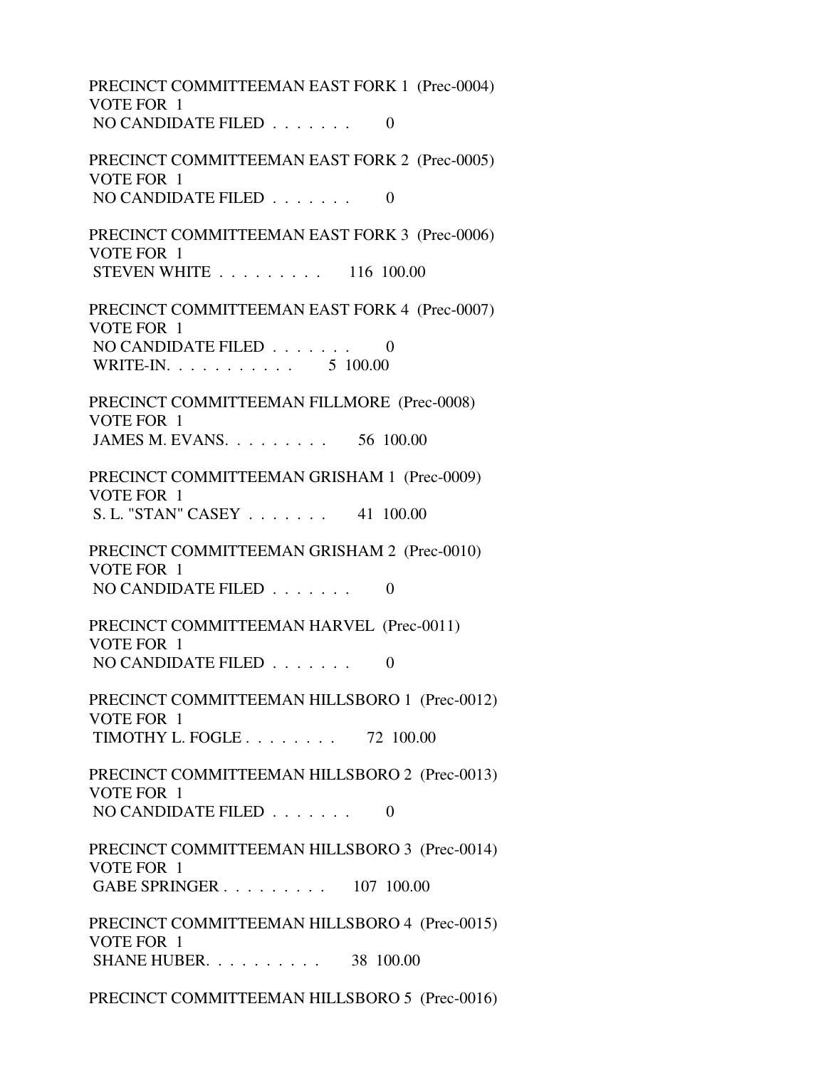PRECINCT COMMITTEEMAN EAST FORK 1 (Prec-0004)
VOTE FOR 1
NO CANDIDATE FILED . . . . . . . 0

PRECINCT COMMITTEEMAN EAST FORK 2 (Prec-0005)
VOTE FOR 1
NO CANDIDATE FILED . . . . . . . 0

PRECINCT COMMITTEEMAN EAST FORK 3 (Prec-0006)
VOTE FOR 1
STEVEN WHITE . . . . . . . . . 116 100.00

PRECINCT COMMITTEEMAN EAST FORK 4 (Prec-0007)
VOTE FOR 1
NO CANDIDATE FILED . . . . . . . 0
WRITE-IN. . . . . . . . . . . 5 100.00

PRECINCT COMMITTEEMAN FILLMORE (Prec-0008)
VOTE FOR 1
JAMES M. EVANS. . . . . . . . . 56 100.00

PRECINCT COMMITTEEMAN GRISHAM 1 (Prec-0009)
VOTE FOR 1
S. L. "STAN" CASEY . . . . . . . 41 100.00

PRECINCT COMMITTEEMAN GRISHAM 2 (Prec-0010)
VOTE FOR 1
NO CANDIDATE FILED . . . . . . . 0

PRECINCT COMMITTEEMAN HARVEL (Prec-0011)
VOTE FOR 1
NO CANDIDATE FILED . . . . . . . 0

PRECINCT COMMITTEEMAN HILLSBORO 1 (Prec-0012)
VOTE FOR 1
TIMOTHY L. FOGLE . . . . . . . . 72 100.00

PRECINCT COMMITTEEMAN HILLSBORO 2 (Prec-0013)
VOTE FOR 1
NO CANDIDATE FILED . . . . . . . 0

PRECINCT COMMITTEEMAN HILLSBORO 3 (Prec-0014)
VOTE FOR 1
GABE SPRINGER . . . . . . . . . 107 100.00

PRECINCT COMMITTEEMAN HILLSBORO 4 (Prec-0015)
VOTE FOR 1
SHANE HUBER. . . . . . . . . . 38 100.00

PRECINCT COMMITTEEMAN HILLSBORO 5 (Prec-0016)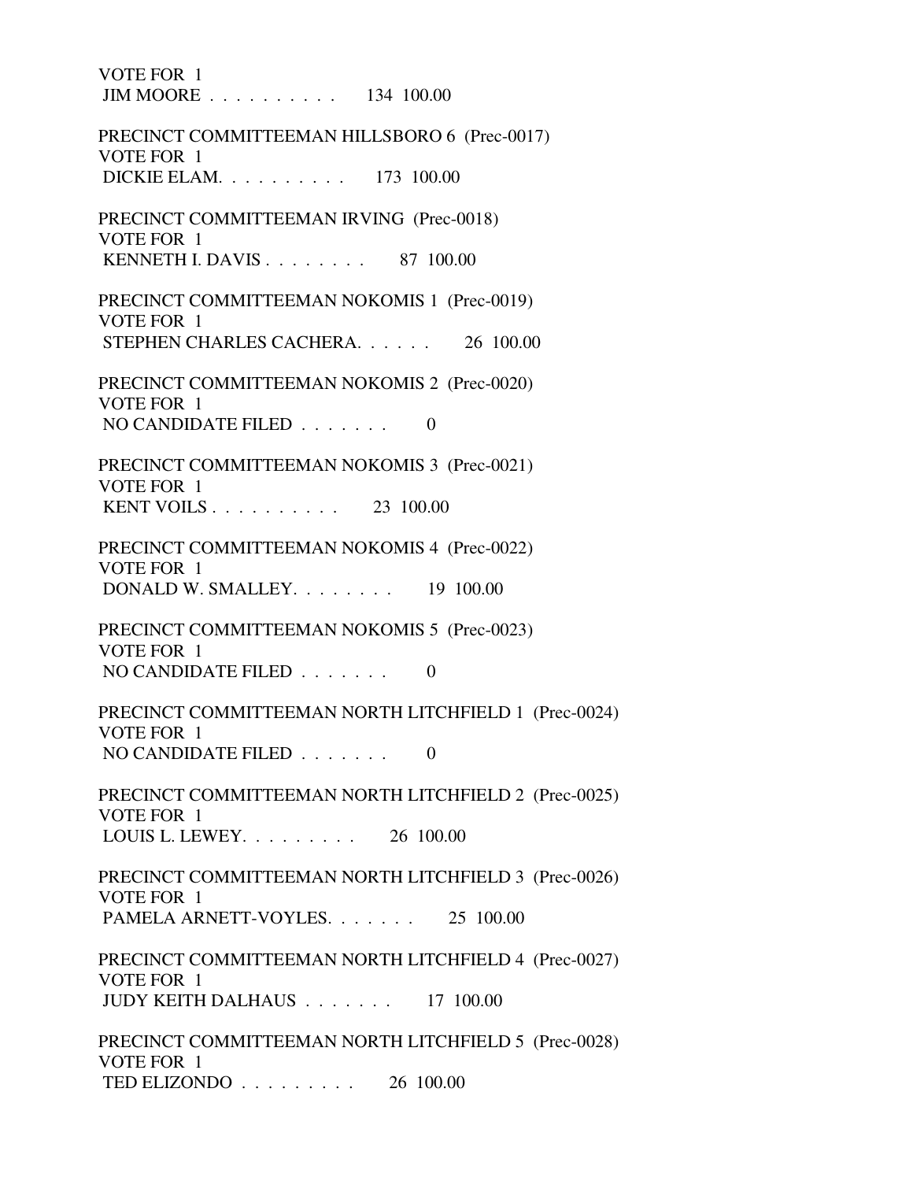VOTE FOR 1
JIM MOORE . . . . . . . . . . 134 100.00

PRECINCT COMMITTEEMAN HILLSBORO 6 (Prec-0017)
VOTE FOR 1
DICKIE ELAM. . . . . . . . . . 173 100.00

PRECINCT COMMITTEEMAN IRVING (Prec-0018)
VOTE FOR 1
KENNETH I. DAVIS . . . . . . . . 87 100.00

PRECINCT COMMITTEEMAN NOKOMIS 1 (Prec-0019)
VOTE FOR 1
STEPHEN CHARLES CACHERA. . . . . . 26 100.00

PRECINCT COMMITTEEMAN NOKOMIS 2 (Prec-0020)
VOTE FOR 1
NO CANDIDATE FILED . . . . . . . 0

PRECINCT COMMITTEEMAN NOKOMIS 3 (Prec-0021)
VOTE FOR 1
KENT VOILS . . . . . . . . . . 23 100.00

PRECINCT COMMITTEEMAN NOKOMIS 4 (Prec-0022)
VOTE FOR 1
DONALD W. SMALLEY. . . . . . . . 19 100.00

PRECINCT COMMITTEEMAN NOKOMIS 5 (Prec-0023)
VOTE FOR 1
NO CANDIDATE FILED . . . . . . . 0

PRECINCT COMMITTEEMAN NORTH LITCHFIELD 1 (Prec-0024)
VOTE FOR 1
NO CANDIDATE FILED . . . . . . . 0

PRECINCT COMMITTEEMAN NORTH LITCHFIELD 2 (Prec-0025)
VOTE FOR 1
LOUIS L. LEWEY. . . . . . . . . 26 100.00

PRECINCT COMMITTEEMAN NORTH LITCHFIELD 3 (Prec-0026)
VOTE FOR 1
PAMELA ARNETT-VOYLES. . . . . . . 25 100.00

PRECINCT COMMITTEEMAN NORTH LITCHFIELD 4 (Prec-0027)
VOTE FOR 1
JUDY KEITH DALHAUS . . . . . . . 17 100.00

PRECINCT COMMITTEEMAN NORTH LITCHFIELD 5 (Prec-0028)
VOTE FOR 1
TED ELIZONDO . . . . . . . . . 26 100.00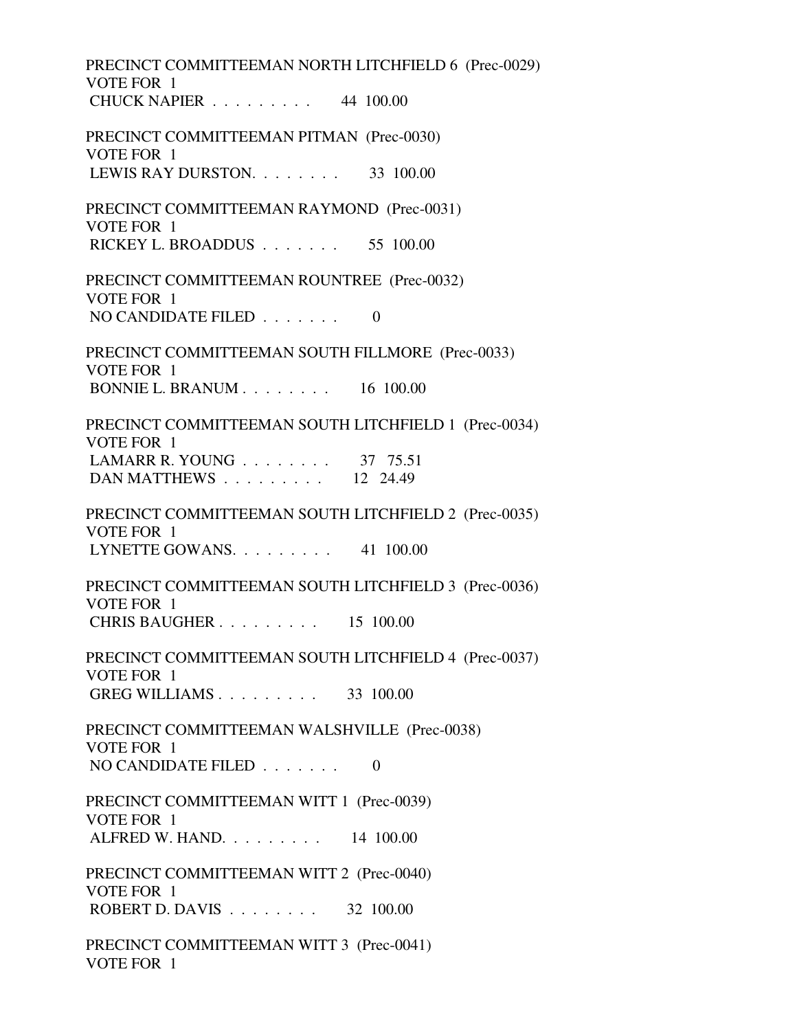PRECINCT COMMITTEEMAN NORTH LITCHFIELD 6 (Prec-0029)
VOTE FOR 1
CHUCK NAPIER . . . . . . . . . 44 100.00

PRECINCT COMMITTEEMAN PITMAN (Prec-0030)
VOTE FOR 1
LEWIS RAY DURSTON. . . . . . . . 33 100.00

PRECINCT COMMITTEEMAN RAYMOND (Prec-0031)
VOTE FOR 1
RICKEY L. BROADDUS . . . . . . . 55 100.00

PRECINCT COMMITTEEMAN ROUNTREE (Prec-0032)
VOTE FOR 1
NO CANDIDATE FILED . . . . . . . 0

PRECINCT COMMITTEEMAN SOUTH FILLMORE (Prec-0033)
VOTE FOR 1
BONNIE L. BRANUM . . . . . . . . 16 100.00

PRECINCT COMMITTEEMAN SOUTH LITCHFIELD 1 (Prec-0034)
VOTE FOR 1
LAMARR R. YOUNG . . . . . . . . 37 75.51
DAN MATTHEWS . . . . . . . . . 12 24.49

PRECINCT COMMITTEEMAN SOUTH LITCHFIELD 2 (Prec-0035)
VOTE FOR 1
LYNETTE GOWANS. . . . . . . . . 41 100.00

PRECINCT COMMITTEEMAN SOUTH LITCHFIELD 3 (Prec-0036)
VOTE FOR 1
CHRIS BAUGHER . . . . . . . . . 15 100.00

PRECINCT COMMITTEEMAN SOUTH LITCHFIELD 4 (Prec-0037)
VOTE FOR 1
GREG WILLIAMS . . . . . . . . . 33 100.00

PRECINCT COMMITTEEMAN WALSHVILLE (Prec-0038)
VOTE FOR 1
NO CANDIDATE FILED . . . . . . . 0

PRECINCT COMMITTEEMAN WITT 1 (Prec-0039)
VOTE FOR 1
ALFRED W. HAND. . . . . . . . . 14 100.00

PRECINCT COMMITTEEMAN WITT 2 (Prec-0040)
VOTE FOR 1
ROBERT D. DAVIS . . . . . . . . 32 100.00

PRECINCT COMMITTEEMAN WITT 3 (Prec-0041)
VOTE FOR 1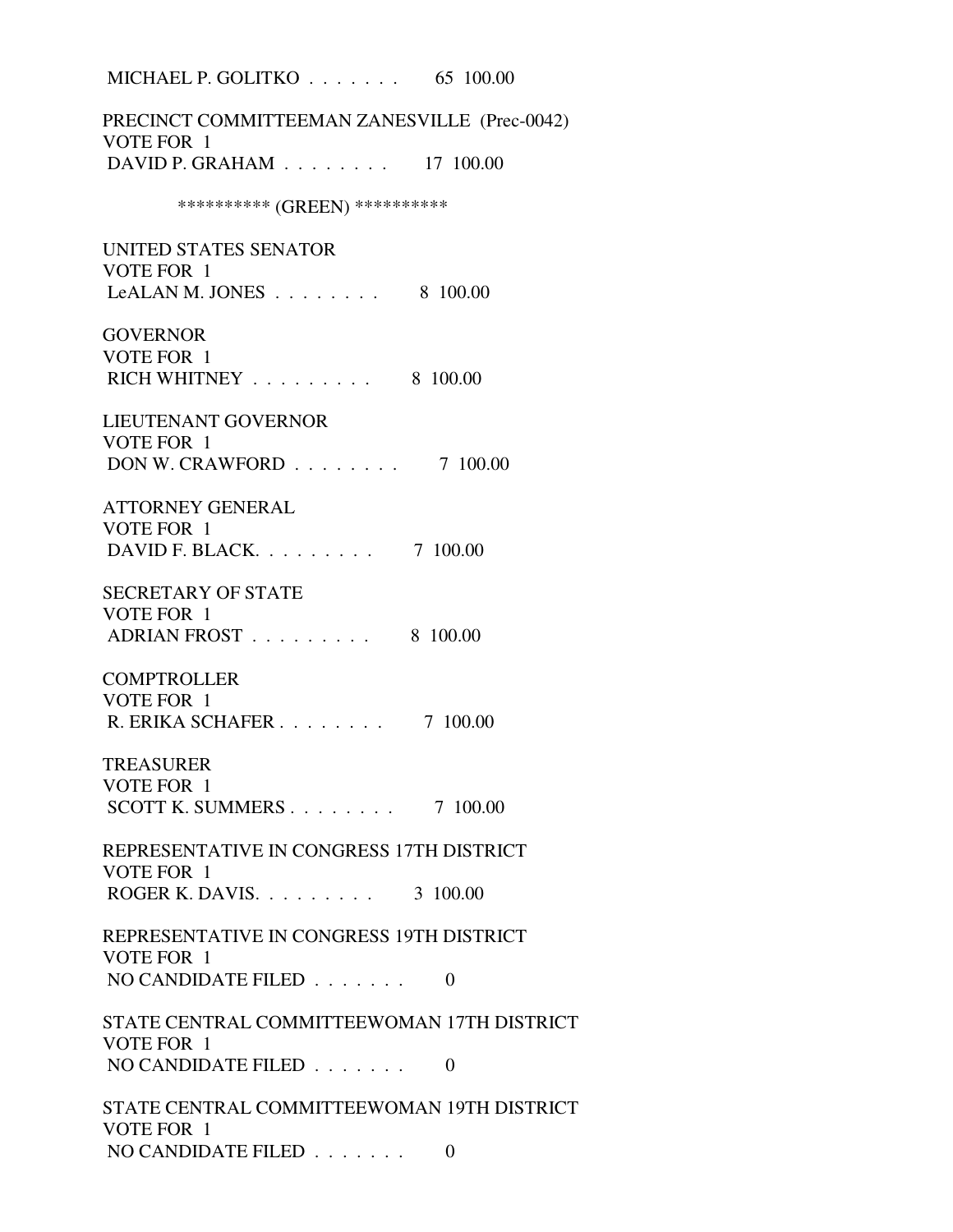MICHAEL P. GOLITKO . . . . . . . 65 100.00

PRECINCT COMMITTEEMAN ZANESVILLE (Prec-0042)
VOTE FOR 1
DAVID P. GRAHAM . . . . . . . . 17 100.00

********** (GREEN) **********

UNITED STATES SENATOR
VOTE FOR 1
LeALAN M. JONES . . . . . . . . 8 100.00

GOVERNOR
VOTE FOR 1
RICH WHITNEY . . . . . . . . . 8 100.00

LIEUTENANT GOVERNOR
VOTE FOR 1
DON W. CRAWFORD . . . . . . . . 7 100.00

ATTORNEY GENERAL
VOTE FOR 1
DAVID F. BLACK. . . . . . . . . 7 100.00

SECRETARY OF STATE
VOTE FOR 1
ADRIAN FROST . . . . . . . . . 8 100.00

COMPTROLLER
VOTE FOR 1
R. ERIKA SCHAFER . . . . . . . . 7 100.00

TREASURER
VOTE FOR 1
SCOTT K. SUMMERS . . . . . . . . 7 100.00

REPRESENTATIVE IN CONGRESS 17TH DISTRICT
VOTE FOR 1
ROGER K. DAVIS. . . . . . . . . 3 100.00

REPRESENTATIVE IN CONGRESS 19TH DISTRICT
VOTE FOR 1
NO CANDIDATE FILED . . . . . . . 0

STATE CENTRAL COMMITTEEWOMAN 17TH DISTRICT
VOTE FOR 1
NO CANDIDATE FILED . . . . . . . 0

STATE CENTRAL COMMITTEEWOMAN 19TH DISTRICT
VOTE FOR 1
NO CANDIDATE FILED . . . . . . . 0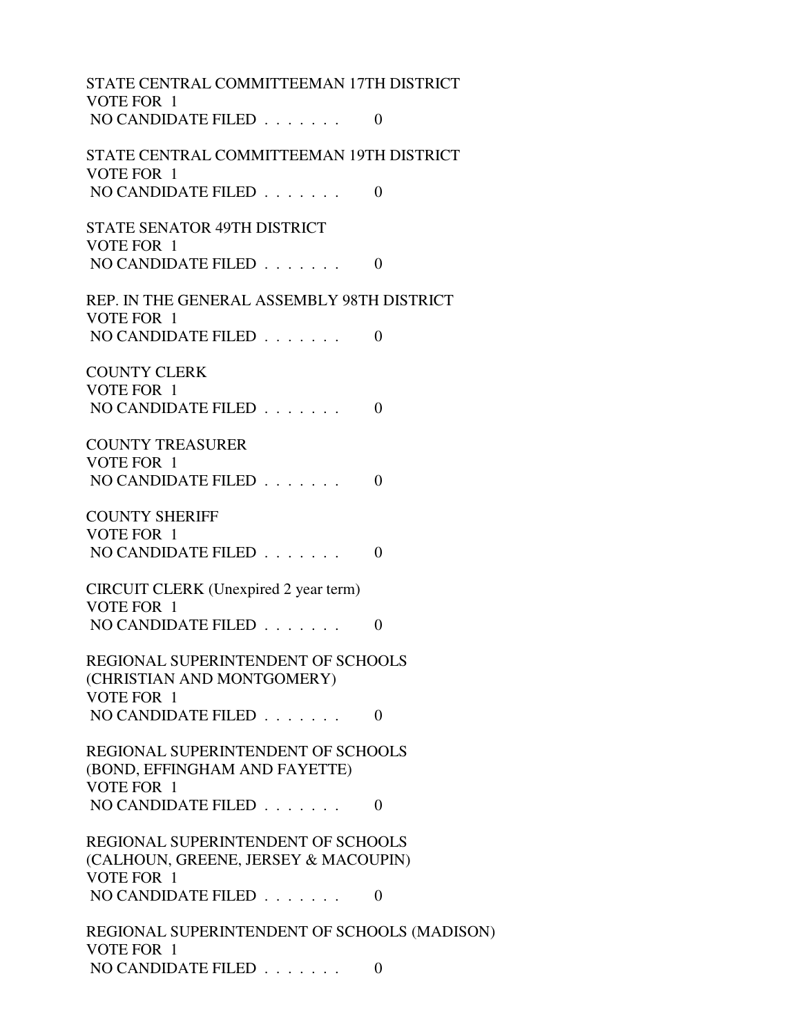STATE CENTRAL COMMITTEEMAN 17TH DISTRICT
VOTE FOR 1
NO CANDIDATE FILED . . . . . . . 0

STATE CENTRAL COMMITTEEMAN 19TH DISTRICT
VOTE FOR 1
NO CANDIDATE FILED . . . . . . . 0

STATE SENATOR 49TH DISTRICT
VOTE FOR 1
NO CANDIDATE FILED . . . . . . . 0

REP. IN THE GENERAL ASSEMBLY 98TH DISTRICT
VOTE FOR 1
NO CANDIDATE FILED . . . . . . . 0

COUNTY CLERK
VOTE FOR 1
NO CANDIDATE FILED . . . . . . . 0

COUNTY TREASURER
VOTE FOR 1
NO CANDIDATE FILED . . . . . . . 0

COUNTY SHERIFF
VOTE FOR 1
NO CANDIDATE FILED . . . . . . . 0

CIRCUIT CLERK (Unexpired 2 year term)
VOTE FOR 1
NO CANDIDATE FILED . . . . . . . 0

REGIONAL SUPERINTENDENT OF SCHOOLS
(CHRISTIAN AND MONTGOMERY)
VOTE FOR 1
NO CANDIDATE FILED . . . . . . . 0

REGIONAL SUPERINTENDENT OF SCHOOLS
(BOND, EFFINGHAM AND FAYETTE)
VOTE FOR 1
NO CANDIDATE FILED . . . . . . . 0

REGIONAL SUPERINTENDENT OF SCHOOLS
(CALHOUN, GREENE, JERSEY & MACOUPIN)
VOTE FOR 1
NO CANDIDATE FILED . . . . . . . 0

REGIONAL SUPERINTENDENT OF SCHOOLS (MADISON)
VOTE FOR 1
NO CANDIDATE FILED . . . . . . . 0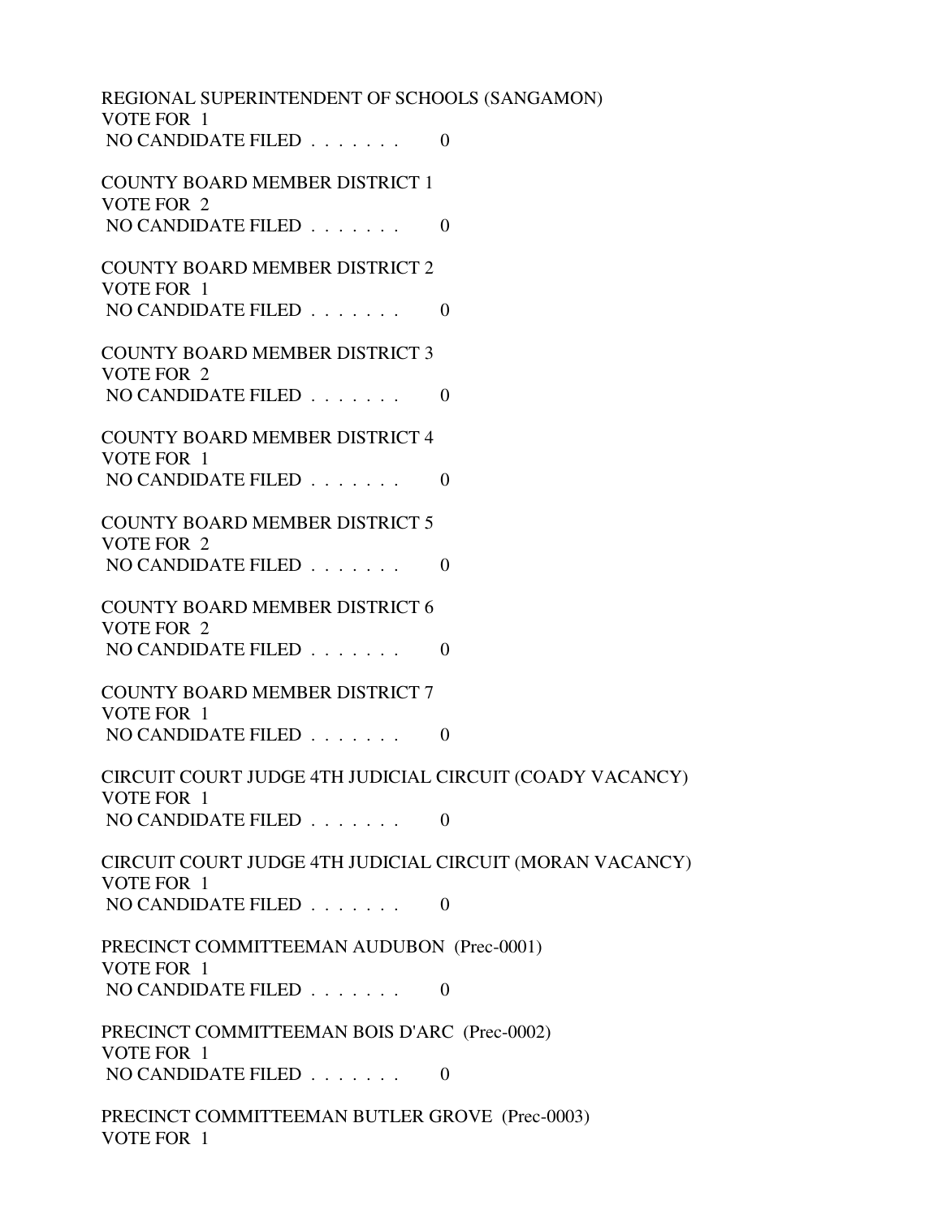REGIONAL SUPERINTENDENT OF SCHOOLS (SANGAMON)
VOTE FOR 1
NO CANDIDATE FILED . . . . . . . 0

COUNTY BOARD MEMBER DISTRICT 1
VOTE FOR 2
NO CANDIDATE FILED . . . . . . . 0

COUNTY BOARD MEMBER DISTRICT 2
VOTE FOR 1
NO CANDIDATE FILED . . . . . . . 0

COUNTY BOARD MEMBER DISTRICT 3
VOTE FOR 2
NO CANDIDATE FILED . . . . . . . 0

COUNTY BOARD MEMBER DISTRICT 4
VOTE FOR 1
NO CANDIDATE FILED . . . . . . . 0

COUNTY BOARD MEMBER DISTRICT 5
VOTE FOR 2
NO CANDIDATE FILED . . . . . . . 0

COUNTY BOARD MEMBER DISTRICT 6
VOTE FOR 2
NO CANDIDATE FILED . . . . . . . 0

COUNTY BOARD MEMBER DISTRICT 7
VOTE FOR 1
NO CANDIDATE FILED . . . . . . . 0

CIRCUIT COURT JUDGE 4TH JUDICIAL CIRCUIT (COADY VACANCY)
VOTE FOR 1
NO CANDIDATE FILED . . . . . . . 0

CIRCUIT COURT JUDGE 4TH JUDICIAL CIRCUIT (MORAN VACANCY)
VOTE FOR 1
NO CANDIDATE FILED . . . . . . . 0

PRECINCT COMMITTEEMAN AUDUBON (Prec-0001)
VOTE FOR 1
NO CANDIDATE FILED . . . . . . . 0

PRECINCT COMMITTEEMAN BOIS D'ARC (Prec-0002)
VOTE FOR 1
NO CANDIDATE FILED . . . . . . . 0

PRECINCT COMMITTEEMAN BUTLER GROVE (Prec-0003)
VOTE FOR 1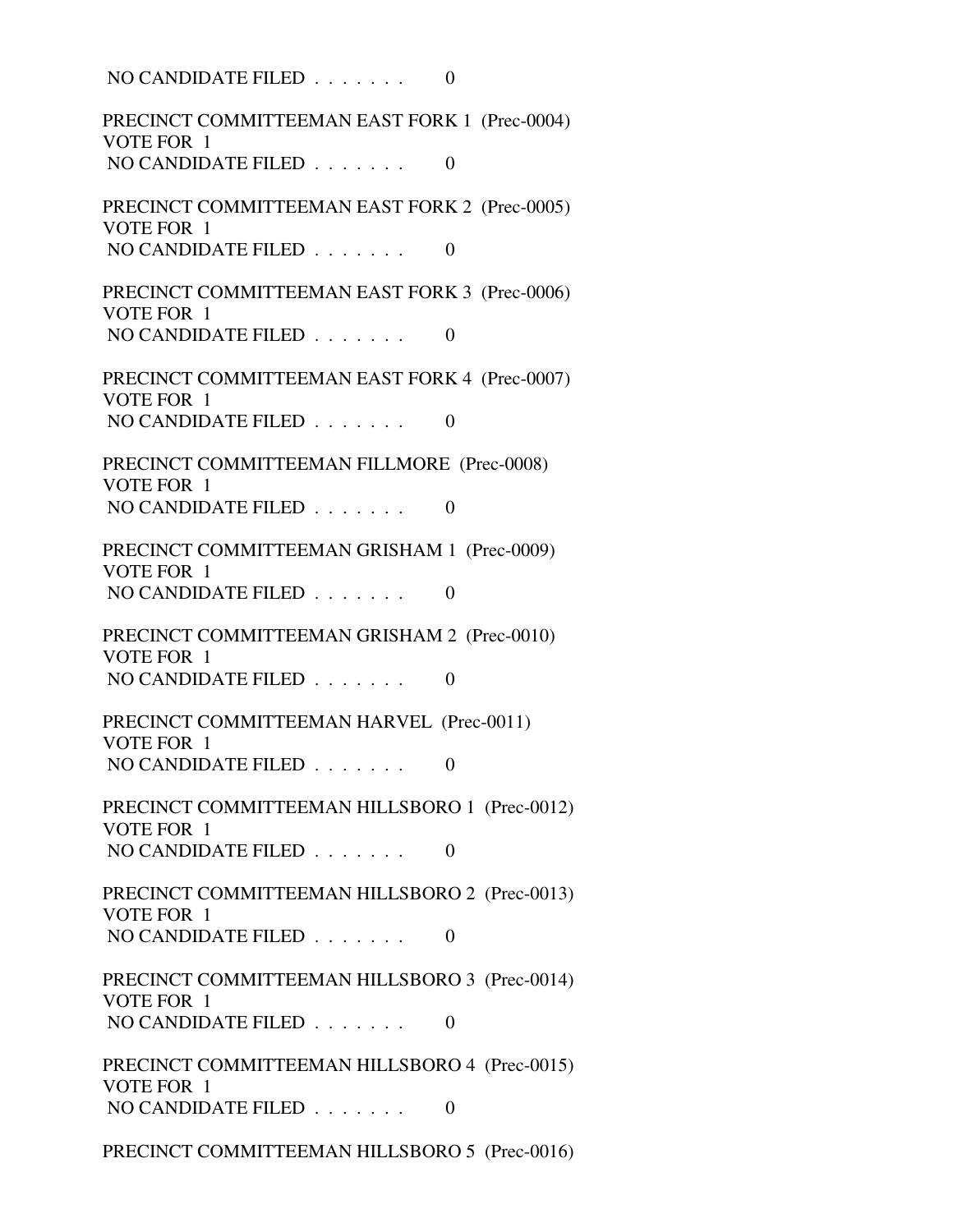NO CANDIDATE FILED . . . . . . . 0

PRECINCT COMMITTEEMAN EAST FORK 1 (Prec-0004)
VOTE FOR 1
NO CANDIDATE FILED . . . . . . . 0

PRECINCT COMMITTEEMAN EAST FORK 2 (Prec-0005)
VOTE FOR 1
NO CANDIDATE FILED . . . . . . . 0

PRECINCT COMMITTEEMAN EAST FORK 3 (Prec-0006)
VOTE FOR 1
NO CANDIDATE FILED . . . . . . . 0

PRECINCT COMMITTEEMAN EAST FORK 4 (Prec-0007)
VOTE FOR 1
NO CANDIDATE FILED . . . . . . . 0

PRECINCT COMMITTEEMAN FILLMORE (Prec-0008)
VOTE FOR 1
NO CANDIDATE FILED . . . . . . . 0

PRECINCT COMMITTEEMAN GRISHAM 1 (Prec-0009)
VOTE FOR 1
NO CANDIDATE FILED . . . . . . . 0

PRECINCT COMMITTEEMAN GRISHAM 2 (Prec-0010)
VOTE FOR 1
NO CANDIDATE FILED . . . . . . . 0

PRECINCT COMMITTEEMAN HARVEL (Prec-0011)
VOTE FOR 1
NO CANDIDATE FILED . . . . . . . 0

PRECINCT COMMITTEEMAN HILLSBORO 1 (Prec-0012)
VOTE FOR 1
NO CANDIDATE FILED . . . . . . . 0

PRECINCT COMMITTEEMAN HILLSBORO 2 (Prec-0013)
VOTE FOR 1
NO CANDIDATE FILED . . . . . . . 0

PRECINCT COMMITTEEMAN HILLSBORO 3 (Prec-0014)
VOTE FOR 1
NO CANDIDATE FILED . . . . . . . 0

PRECINCT COMMITTEEMAN HILLSBORO 4 (Prec-0015)
VOTE FOR 1
NO CANDIDATE FILED . . . . . . . 0

PRECINCT COMMITTEEMAN HILLSBORO 5 (Prec-0016)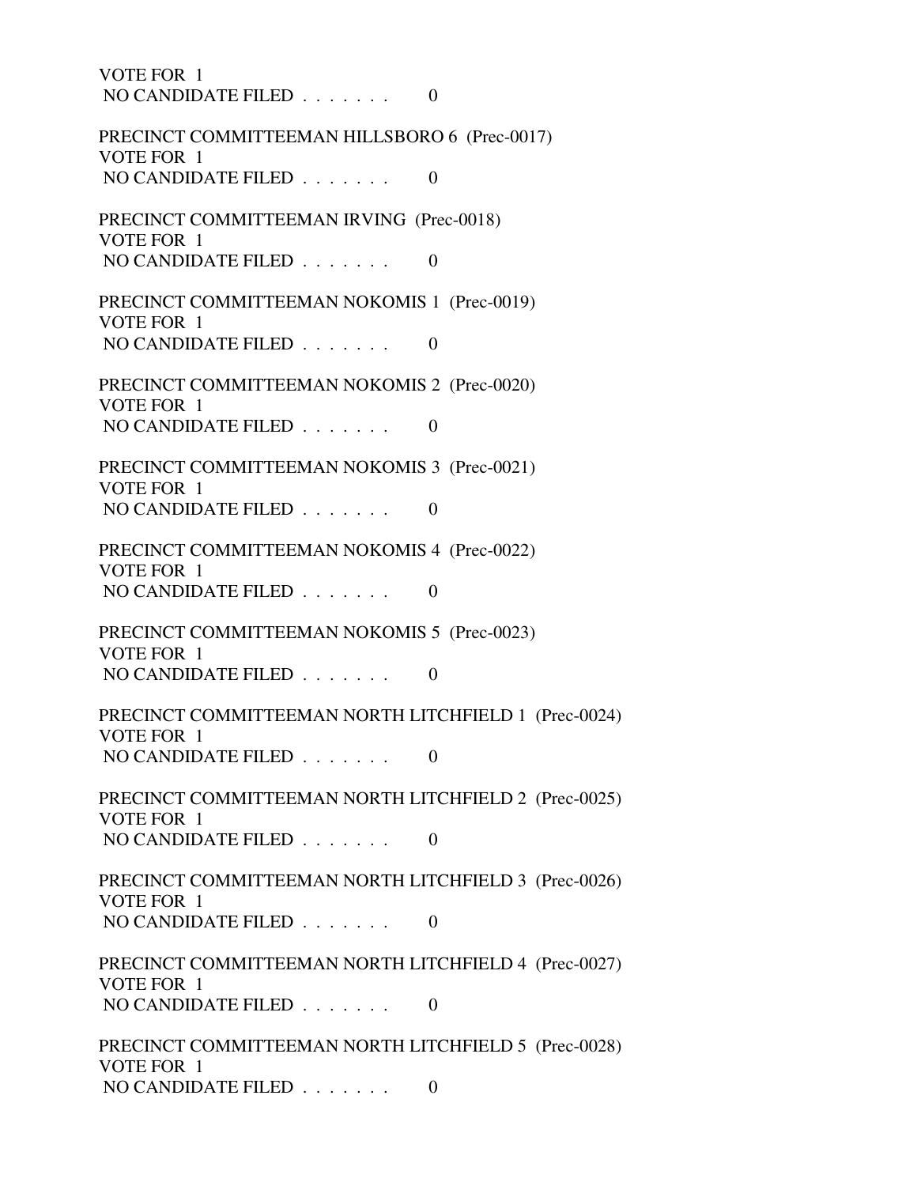VOTE FOR 1
NO CANDIDATE FILED . . . . . . . 0

PRECINCT COMMITTEEMAN HILLSBORO 6 (Prec-0017)
VOTE FOR 1
NO CANDIDATE FILED . . . . . . . 0

PRECINCT COMMITTEEMAN IRVING (Prec-0018)
VOTE FOR 1
NO CANDIDATE FILED . . . . . . . 0

PRECINCT COMMITTEEMAN NOKOMIS 1 (Prec-0019)
VOTE FOR 1
NO CANDIDATE FILED . . . . . . . 0

PRECINCT COMMITTEEMAN NOKOMIS 2 (Prec-0020)
VOTE FOR 1
NO CANDIDATE FILED . . . . . . . 0

PRECINCT COMMITTEEMAN NOKOMIS 3 (Prec-0021)
VOTE FOR 1
NO CANDIDATE FILED . . . . . . . 0

PRECINCT COMMITTEEMAN NOKOMIS 4 (Prec-0022)
VOTE FOR 1
NO CANDIDATE FILED . . . . . . . 0

PRECINCT COMMITTEEMAN NOKOMIS 5 (Prec-0023)
VOTE FOR 1
NO CANDIDATE FILED . . . . . . . 0

PRECINCT COMMITTEEMAN NORTH LITCHFIELD 1 (Prec-0024)
VOTE FOR 1
NO CANDIDATE FILED . . . . . . . 0

PRECINCT COMMITTEEMAN NORTH LITCHFIELD 2 (Prec-0025)
VOTE FOR 1
NO CANDIDATE FILED . . . . . . . 0

PRECINCT COMMITTEEMAN NORTH LITCHFIELD 3 (Prec-0026)
VOTE FOR 1
NO CANDIDATE FILED . . . . . . . 0

PRECINCT COMMITTEEMAN NORTH LITCHFIELD 4 (Prec-0027)
VOTE FOR 1
NO CANDIDATE FILED . . . . . . . 0

PRECINCT COMMITTEEMAN NORTH LITCHFIELD 5 (Prec-0028)
VOTE FOR 1
NO CANDIDATE FILED . . . . . . . 0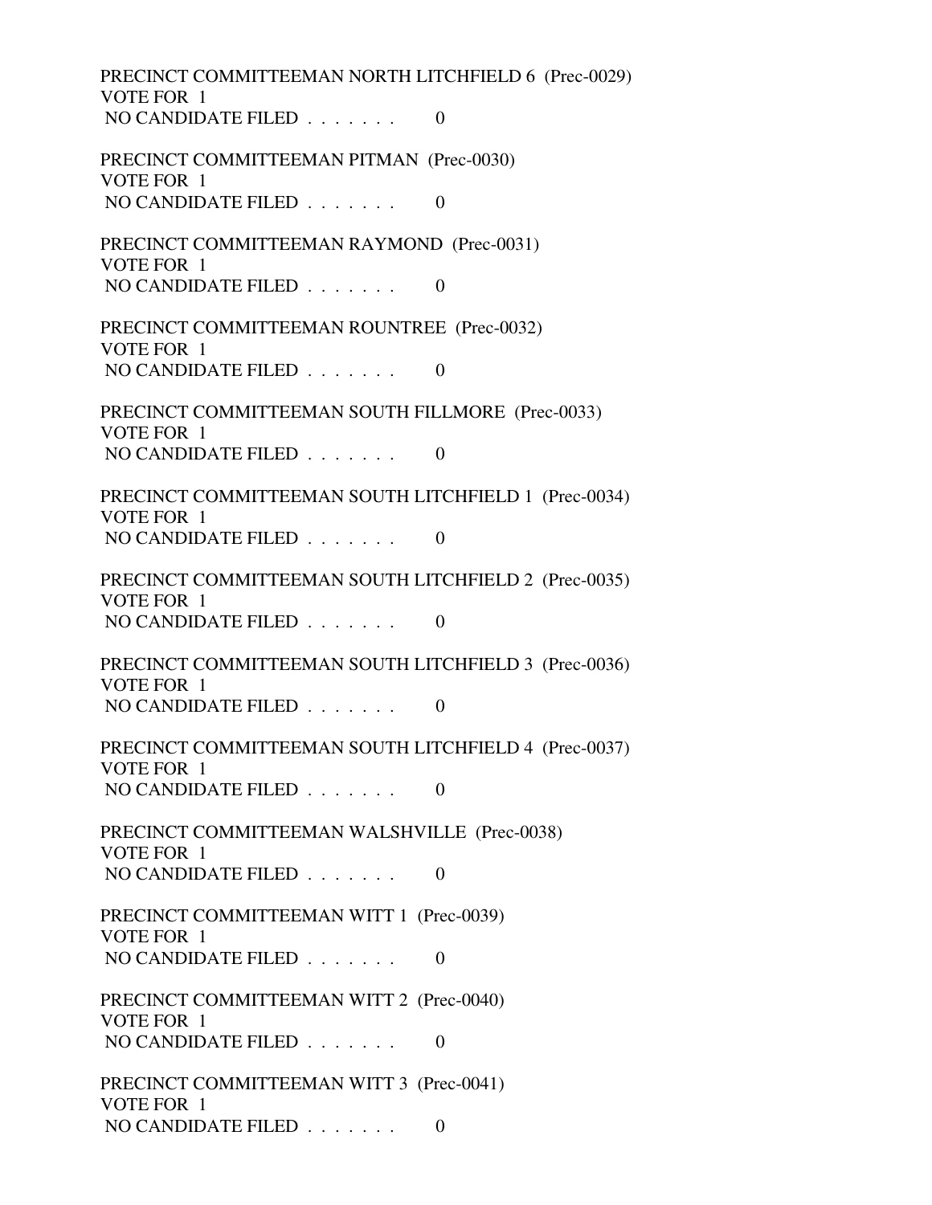PRECINCT COMMITTEEMAN NORTH LITCHFIELD 6 (Prec-0029)
VOTE FOR 1
NO CANDIDATE FILED . . . . . . . 0

PRECINCT COMMITTEEMAN PITMAN (Prec-0030)
VOTE FOR 1
NO CANDIDATE FILED . . . . . . . 0

PRECINCT COMMITTEEMAN RAYMOND (Prec-0031)
VOTE FOR 1
NO CANDIDATE FILED . . . . . . . 0

PRECINCT COMMITTEEMAN ROUNTREE (Prec-0032)
VOTE FOR 1
NO CANDIDATE FILED . . . . . . . 0

PRECINCT COMMITTEEMAN SOUTH FILLMORE (Prec-0033)
VOTE FOR 1
NO CANDIDATE FILED . . . . . . . 0

PRECINCT COMMITTEEMAN SOUTH LITCHFIELD 1 (Prec-0034)
VOTE FOR 1
NO CANDIDATE FILED . . . . . . . 0

PRECINCT COMMITTEEMAN SOUTH LITCHFIELD 2 (Prec-0035)
VOTE FOR 1
NO CANDIDATE FILED . . . . . . . 0

PRECINCT COMMITTEEMAN SOUTH LITCHFIELD 3 (Prec-0036)
VOTE FOR 1
NO CANDIDATE FILED . . . . . . . 0

PRECINCT COMMITTEEMAN SOUTH LITCHFIELD 4 (Prec-0037)
VOTE FOR 1
NO CANDIDATE FILED . . . . . . . 0

PRECINCT COMMITTEEMAN WALSHVILLE (Prec-0038)
VOTE FOR 1
NO CANDIDATE FILED . . . . . . . 0

PRECINCT COMMITTEEMAN WITT 1 (Prec-0039)
VOTE FOR 1
NO CANDIDATE FILED . . . . . . . 0

PRECINCT COMMITTEEMAN WITT 2 (Prec-0040)
VOTE FOR 1
NO CANDIDATE FILED . . . . . . . 0

PRECINCT COMMITTEEMAN WITT 3 (Prec-0041)
VOTE FOR 1
NO CANDIDATE FILED . . . . . . . 0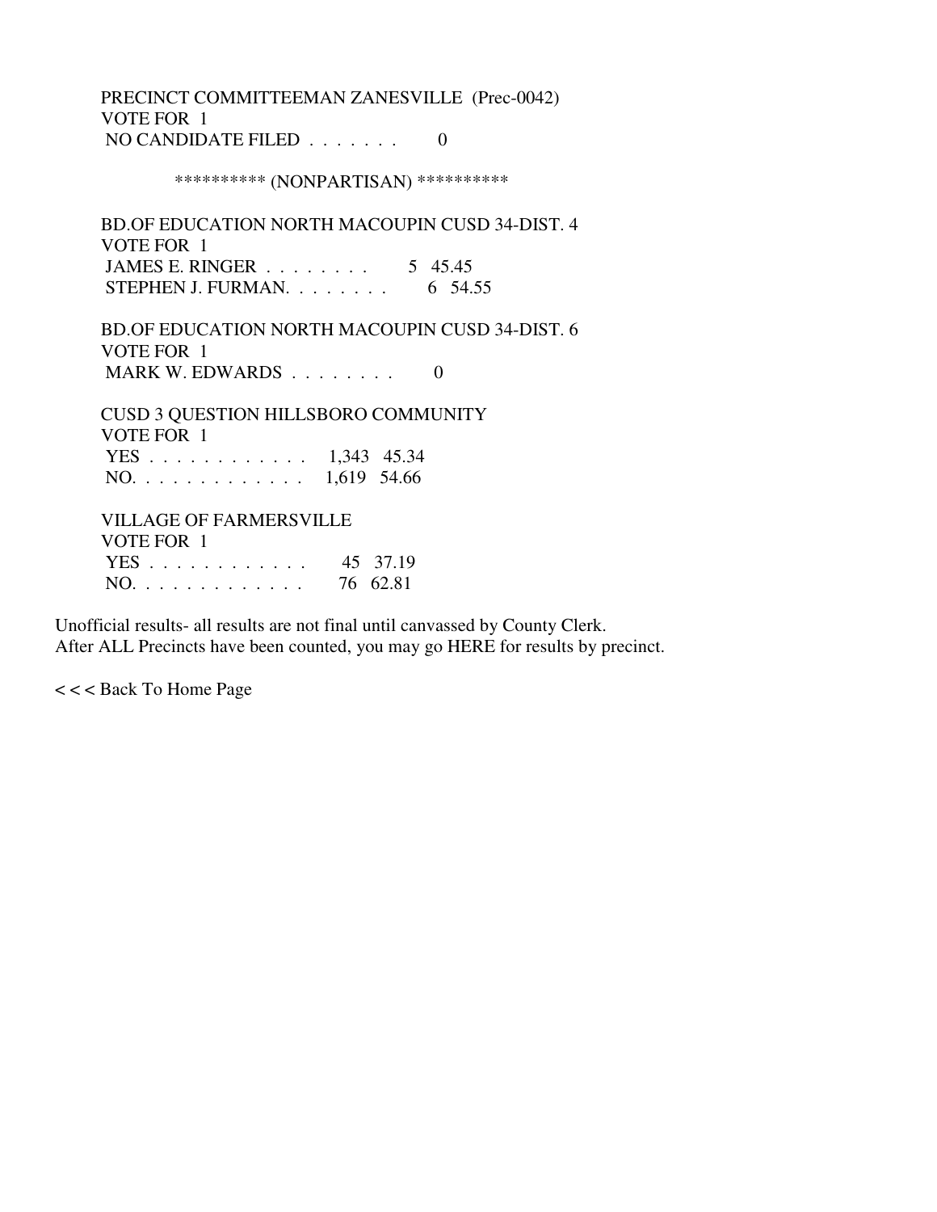PRECINCT COMMITTEEMAN ZANESVILLE (Prec-0042)
VOTE FOR 1
NO CANDIDATE FILED . . . . . . . 0

********** (NONPARTISAN) **********

BD.OF EDUCATION NORTH MACOUPIN CUSD 34-DIST. 4
VOTE FOR 1
JAMES E. RINGER . . . . . . . . 5 45.45
STEPHEN J. FURMAN. . . . . . . . 6 54.55

BD.OF EDUCATION NORTH MACOUPIN CUSD 34-DIST. 6
VOTE FOR 1
MARK W. EDWARDS . . . . . . . . 0

CUSD 3 QUESTION HILLSBORO COMMUNITY
VOTE FOR 1
YES . . . . . . . . . . . . 1,343 45.34
NO. . . . . . . . . . . . . 1,619 54.66

VILLAGE OF FARMERSVILLE
VOTE FOR 1
YES . . . . . . . . . . . . 45 37.19
NO. . . . . . . . . . . . . 76 62.81

Unofficial results- all results are not final until canvassed by County Clerk.
After ALL Precincts have been counted, you may go HERE for results by precinct.

< < < Back To Home Page